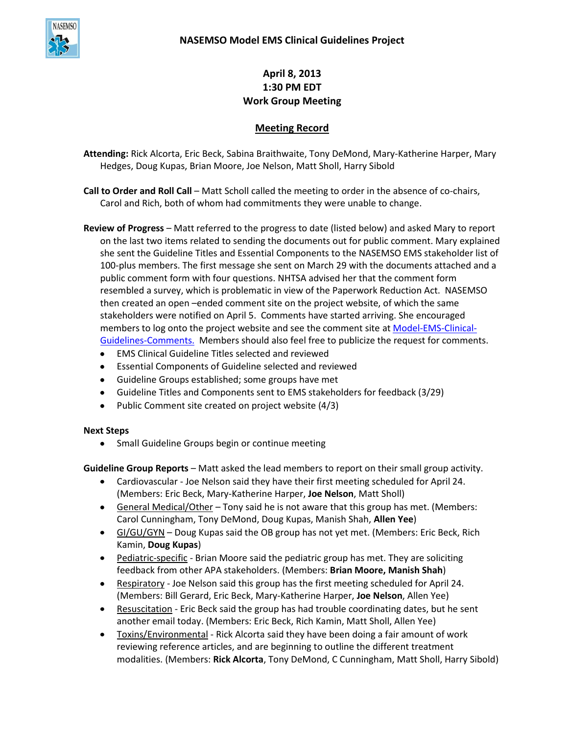# NASEMSO Model EMS Clinical Guidelines Project

**April 8, 2013**
**1:30 PM EDT**
**Work Group Meeting**

## Meeting Record

**Attending:** Rick Alcorta, Eric Beck, Sabina Braithwaite, Tony DeMond, Mary-Katherine Harper, Mary Hedges, Doug Kupas, Brian Moore, Joe Nelson, Matt Sholl, Harry Sibold

**Call to Order and Roll Call** – Matt Scholl called the meeting to order in the absence of co-chairs, Carol and Rich, both of whom had commitments they were unable to change.

**Review of Progress** – Matt referred to the progress to date (listed below) and asked Mary to report on the last two items related to sending the documents out for public comment. Mary explained she sent the Guideline Titles and Essential Components to the NASEMSO EMS stakeholder list of 100-plus members. The first message she sent on March 29 with the documents attached and a public comment form with four questions. NHTSA advised her that the comment form resembled a survey, which is problematic in view of the Paperwork Reduction Act. NASEMSO then created an open –ended comment site on the project website, of which the same stakeholders were notified on April 5. Comments have started arriving. She encouraged members to log onto the project website and see the comment site at Model-EMS-Clinical-Guidelines-Comments. Members should also feel free to publicize the request for comments.

- EMS Clinical Guideline Titles selected and reviewed
- Essential Components of Guideline selected and reviewed
- Guideline Groups established; some groups have met
- Guideline Titles and Components sent to EMS stakeholders for feedback (3/29)
- Public Comment site created on project website (4/3)

**Next Steps**

- Small Guideline Groups begin or continue meeting

**Guideline Group Reports** – Matt asked the lead members to report on their small group activity.

- Cardiovascular - Joe Nelson said they have their first meeting scheduled for April 24. (Members: Eric Beck, Mary-Katherine Harper, **Joe Nelson**, Matt Sholl)
- General Medical/Other – Tony said he is not aware that this group has met. (Members: Carol Cunningham, Tony DeMond, Doug Kupas, Manish Shah, **Allen Yee**)
- GI/GU/GYN – Doug Kupas said the OB group has not yet met. (Members: Eric Beck, Rich Kamin, **Doug Kupas**)
- Pediatric-specific - Brian Moore said the pediatric group has met. They are soliciting feedback from other APA stakeholders. (Members: **Brian Moore, Manish Shah**)
- Respiratory - Joe Nelson said this group has the first meeting scheduled for April 24. (Members: Bill Gerard, Eric Beck, Mary-Katherine Harper, **Joe Nelson**, Allen Yee)
- Resuscitation - Eric Beck said the group has had trouble coordinating dates, but he sent another email today. (Members: Eric Beck, Rich Kamin, Matt Sholl, Allen Yee)
- Toxins/Environmental - Rick Alcorta said they have been doing a fair amount of work reviewing reference articles, and are beginning to outline the different treatment modalities. (Members: **Rick Alcorta**, Tony DeMond, C Cunningham, Matt Sholl, Harry Sibold)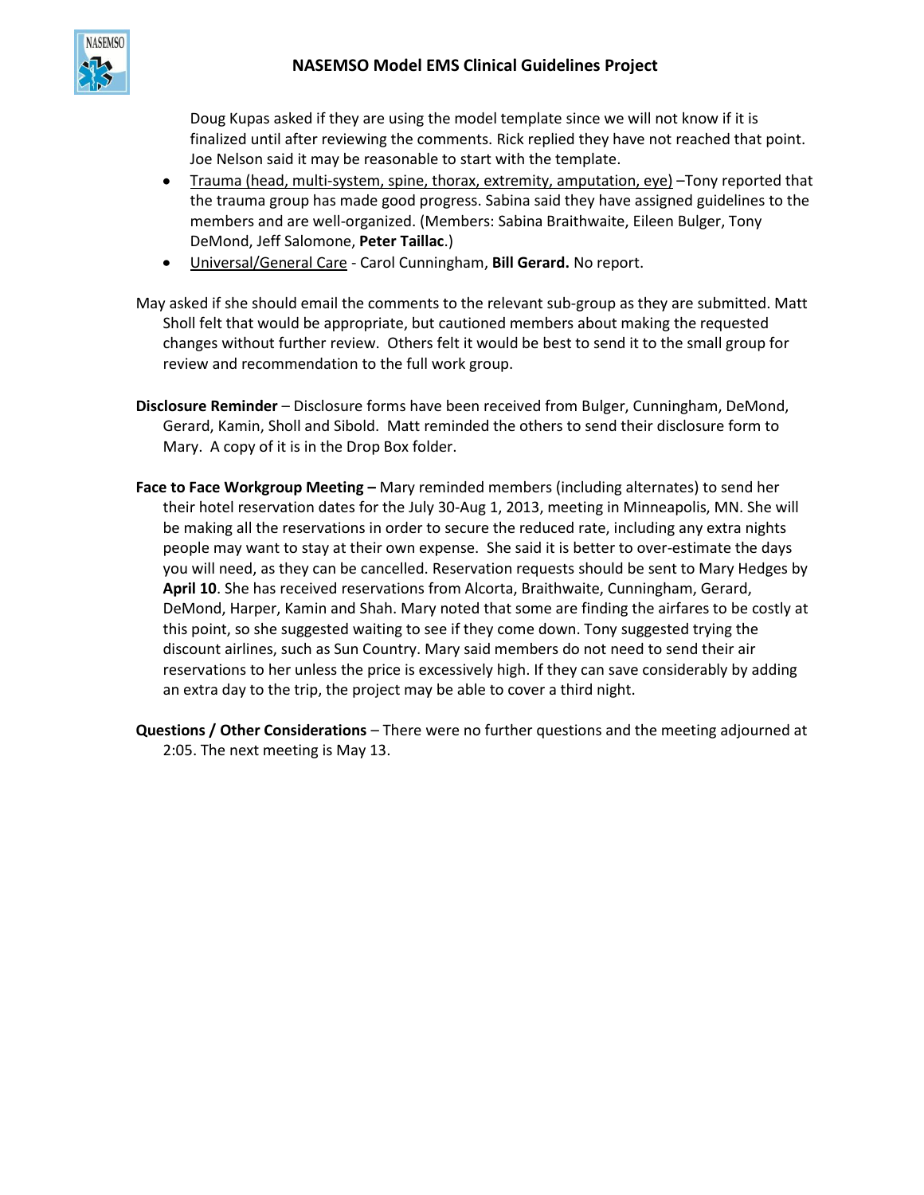Doug Kupas asked if they are using the model template since we will not know if it is finalized until after reviewing the comments. Rick replied they have not reached that point. Joe Nelson said it may be reasonable to start with the template.

- Trauma (head, multi-system, spine, thorax, extremity, amputation, eye) –Tony reported that the trauma group has made good progress. Sabina said they have assigned guidelines to the members and are well-organized. (Members: Sabina Braithwaite, Eileen Bulger, Tony DeMond, Jeff Salomone, **Peter Taillac**.)
- Universal/General Care - Carol Cunningham, **Bill Gerard.** No report.

May asked if she should email the comments to the relevant sub-group as they are submitted. Matt Sholl felt that would be appropriate, but cautioned members about making the requested changes without further review. Others felt it would be best to send it to the small group for review and recommendation to the full work group.

**Disclosure Reminder** – Disclosure forms have been received from Bulger, Cunningham, DeMond, Gerard, Kamin, Sholl and Sibold. Matt reminded the others to send their disclosure form to Mary. A copy of it is in the Drop Box folder.

**Face to Face Workgroup Meeting –** Mary reminded members (including alternates) to send her their hotel reservation dates for the July 30-Aug 1, 2013, meeting in Minneapolis, MN. She will be making all the reservations in order to secure the reduced rate, including any extra nights people may want to stay at their own expense. She said it is better to over-estimate the days you will need, as they can be cancelled. Reservation requests should be sent to Mary Hedges by **April 10**. She has received reservations from Alcorta, Braithwaite, Cunningham, Gerard, DeMond, Harper, Kamin and Shah. Mary noted that some are finding the airfares to be costly at this point, so she suggested waiting to see if they come down. Tony suggested trying the discount airlines, such as Sun Country. Mary said members do not need to send their air reservations to her unless the price is excessively high. If they can save considerably by adding an extra day to the trip, the project may be able to cover a third night.

**Questions / Other Considerations** – There were no further questions and the meeting adjourned at 2:05. The next meeting is May 13.